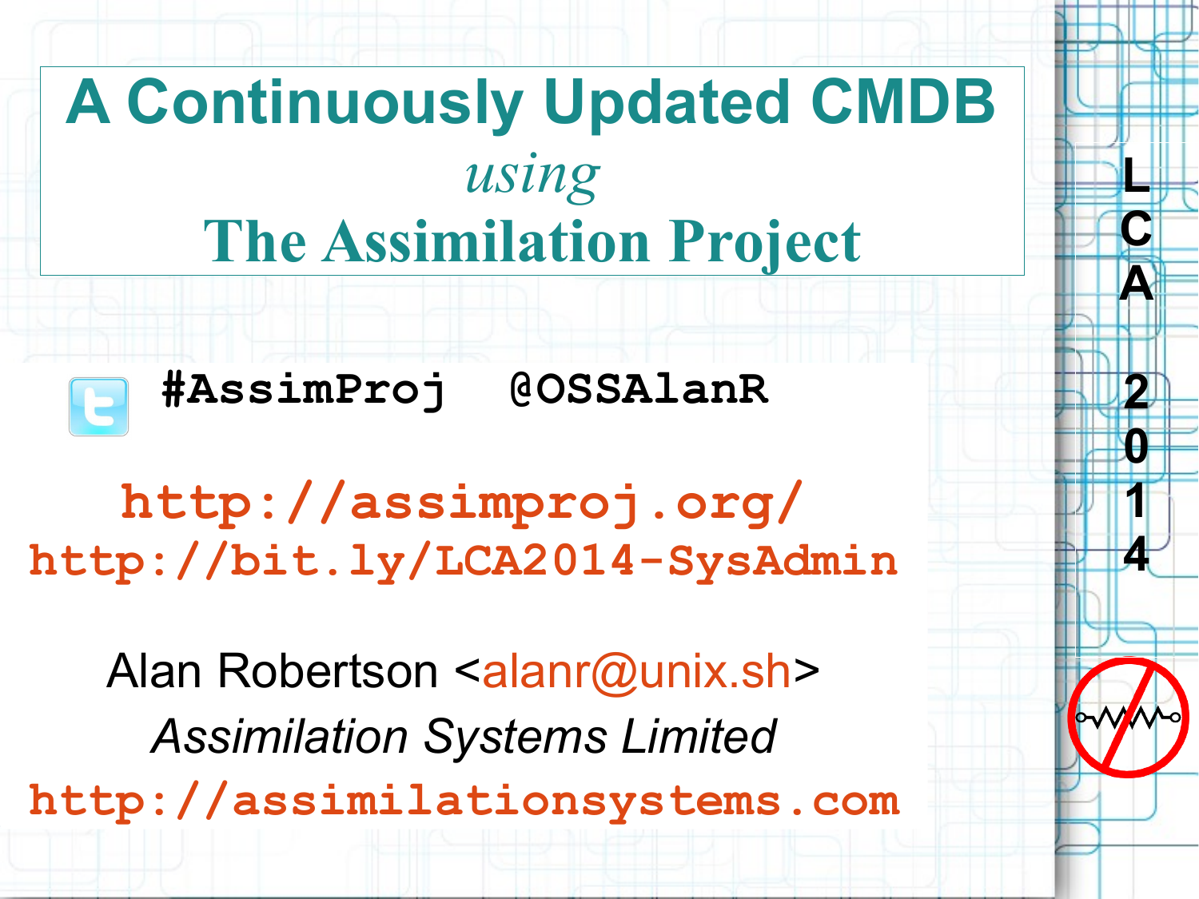# A Continuously Updated CMDB *using* The Assimilation Project

#AssimProj @OSSAlanR

**http://assimproj.org/**

**http://bit.ly/LCA2014-SysAdmin**

Alan Robertson <alanr@unix.sh>

*Assimilation Systems Limited*

**http://assimilationsystems.com**

LCA 2014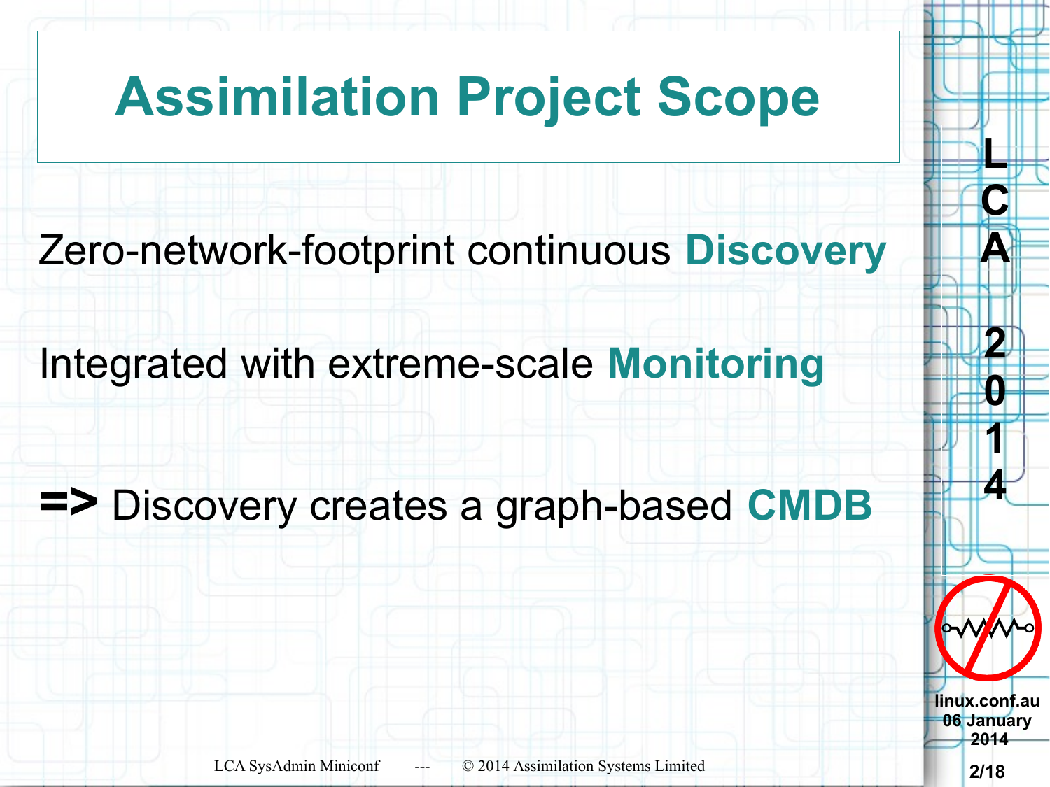# Assimilation Project Scope

Zero-network-footprint continuous **Discovery**

Integrated with extreme-scale **Monitoring**

**=>** Discovery creates a graph-based **CMDB**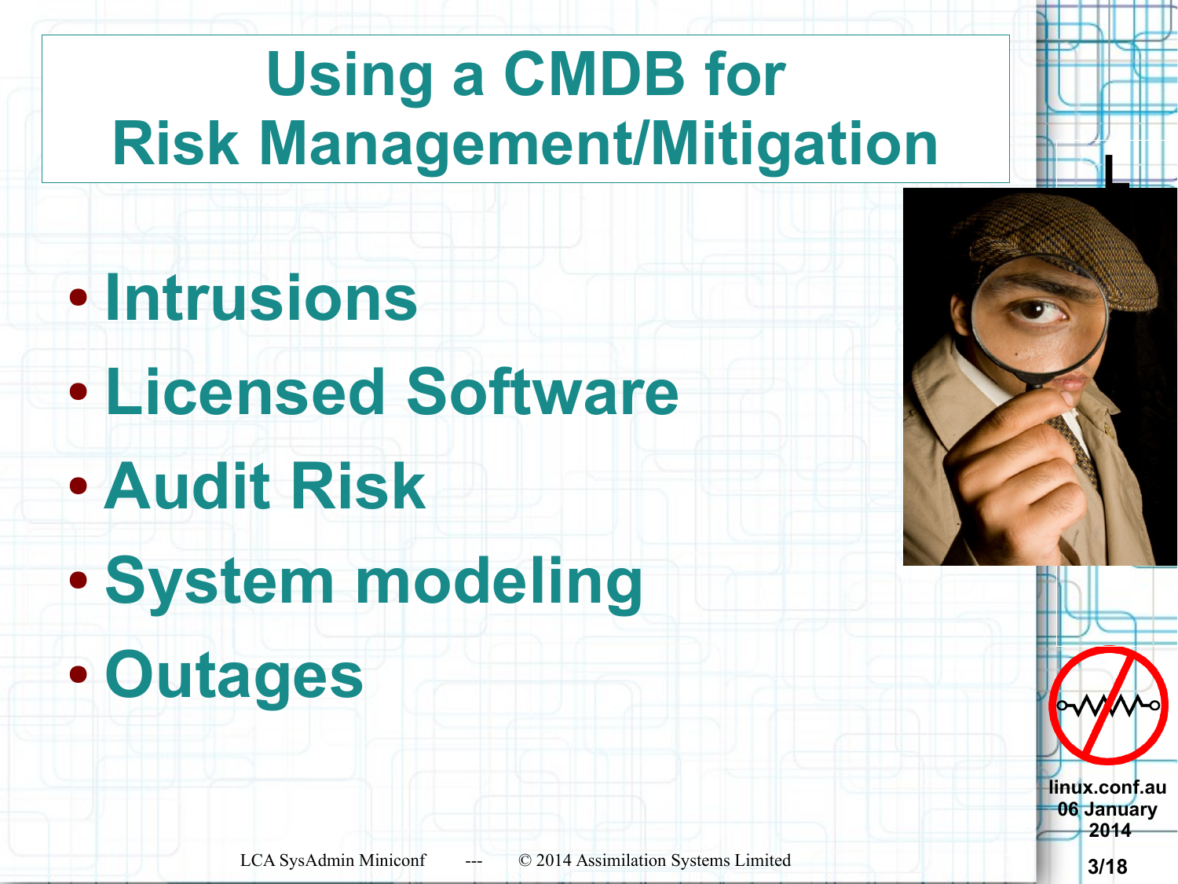# Using a CMDB for Risk Management/Mitigation

- Intrusions
- Licensed Software
- Audit Risk
- System modeling
- Outages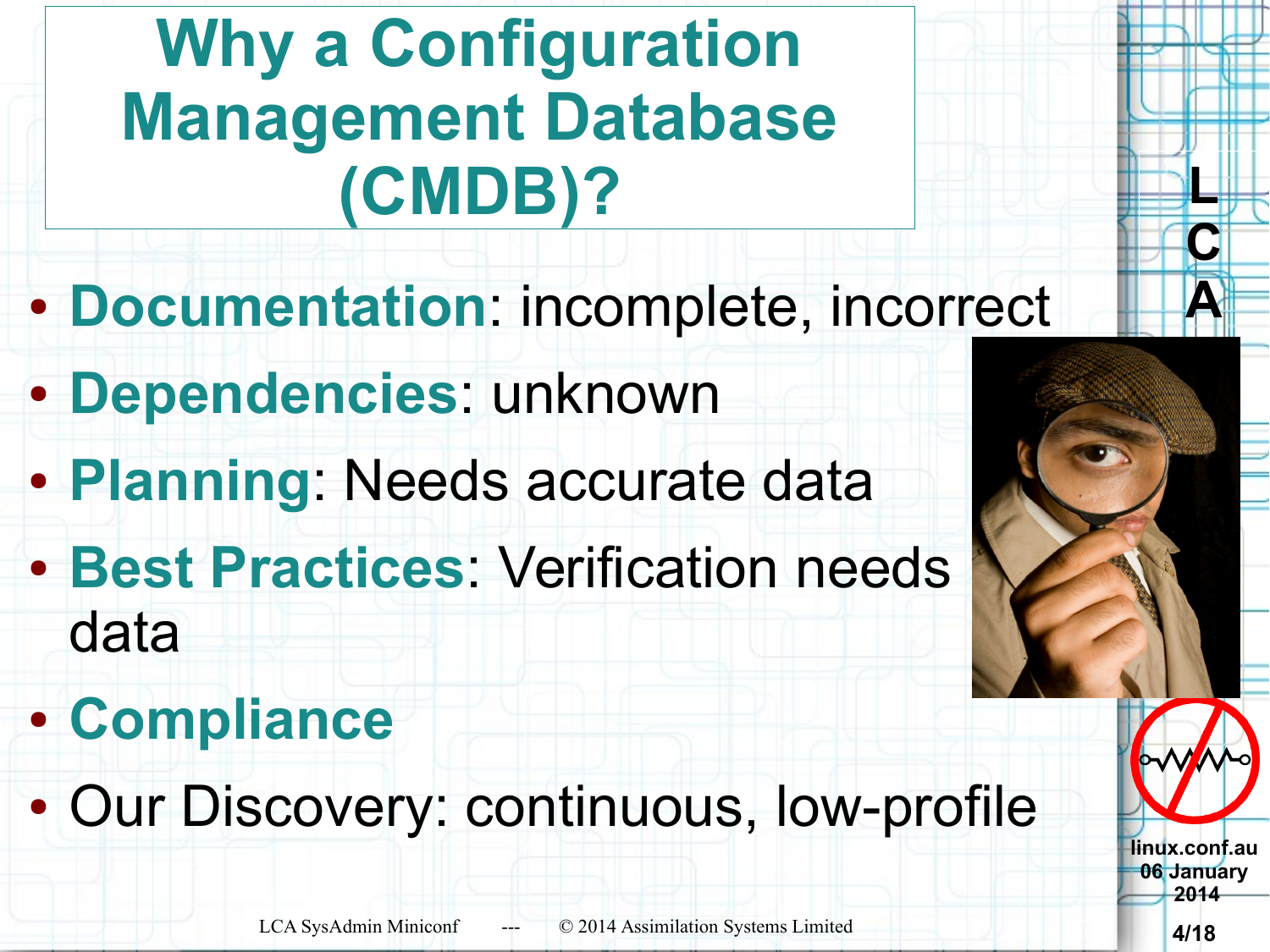# Why a Configuration Management Database (CMDB)?

- **Documentation**: incomplete, incorrect
- **Dependencies**: unknown
- **Planning**: Needs accurate data
- **Best Practices**: Verification needs data
- **Compliance**
- Our Discovery: continuous, low-profile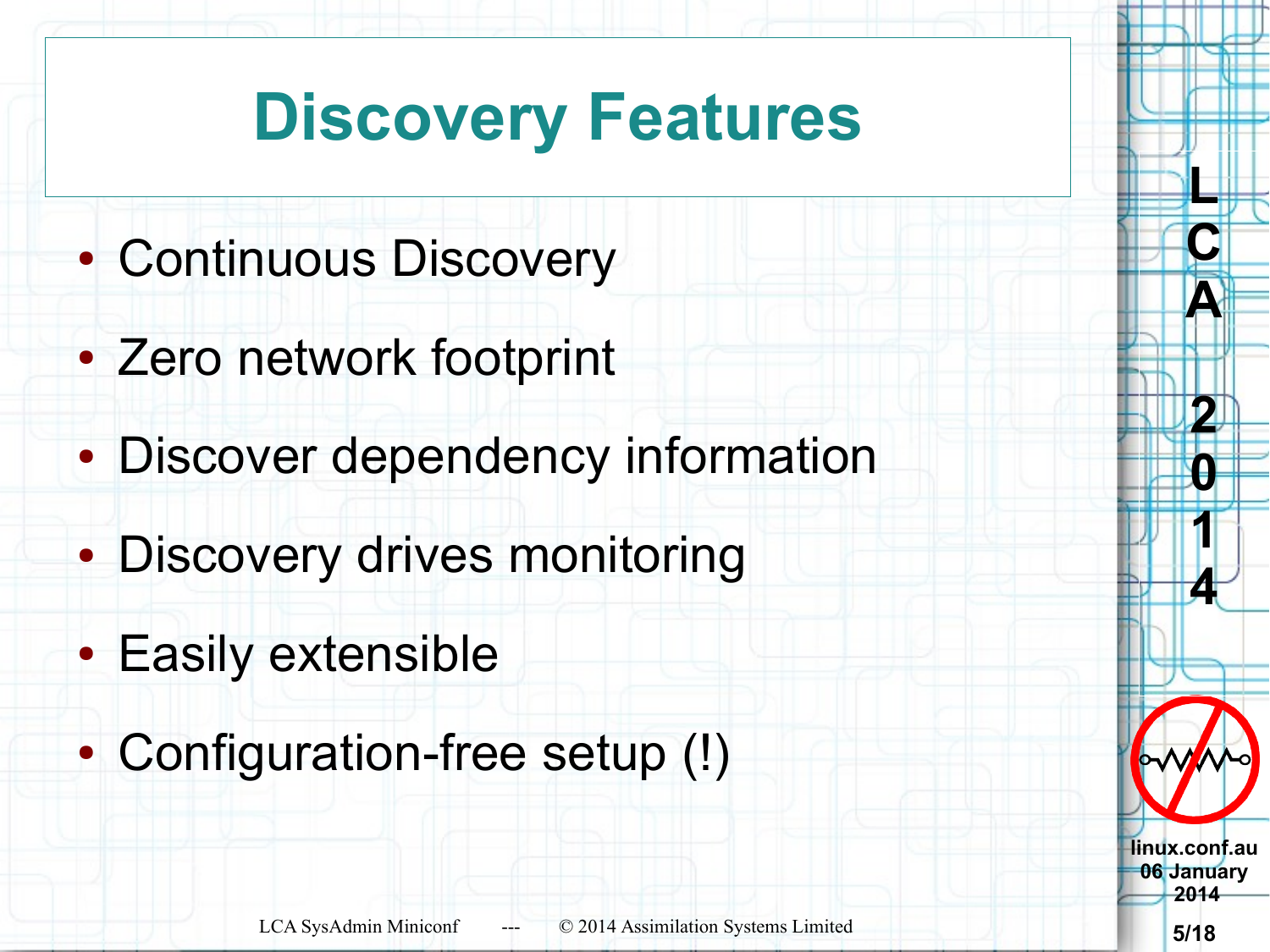# Discovery Features

- Continuous Discovery
- Zero network footprint
- Discover dependency information
- Discovery drives monitoring
- Easily extensible
- Configuration-free setup (!)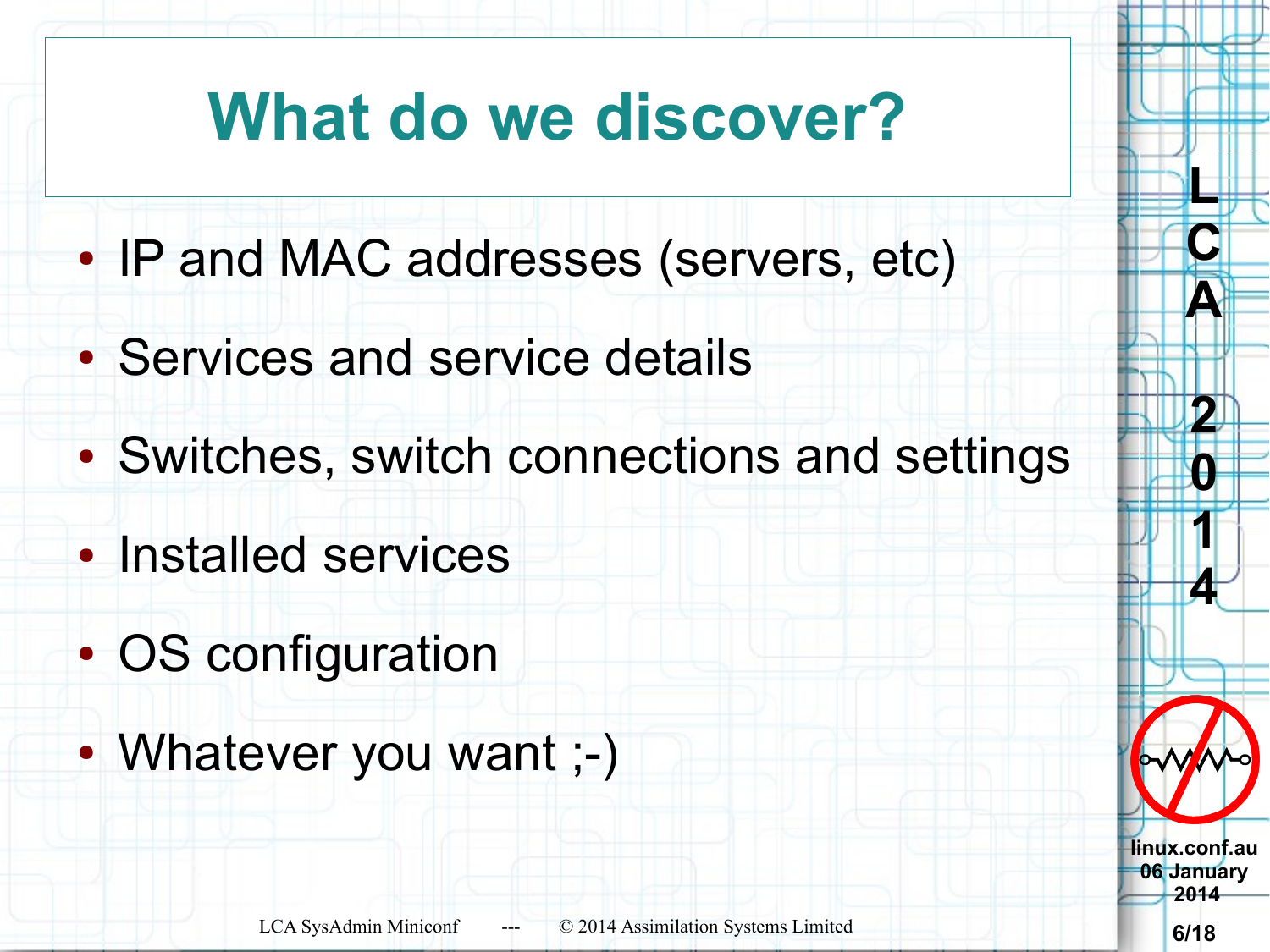# What do we discover?

- IP and MAC addresses (servers, etc)
- Services and service details
- Switches, switch connections and settings
- Installed services
- OS configuration
- Whatever you want ;-)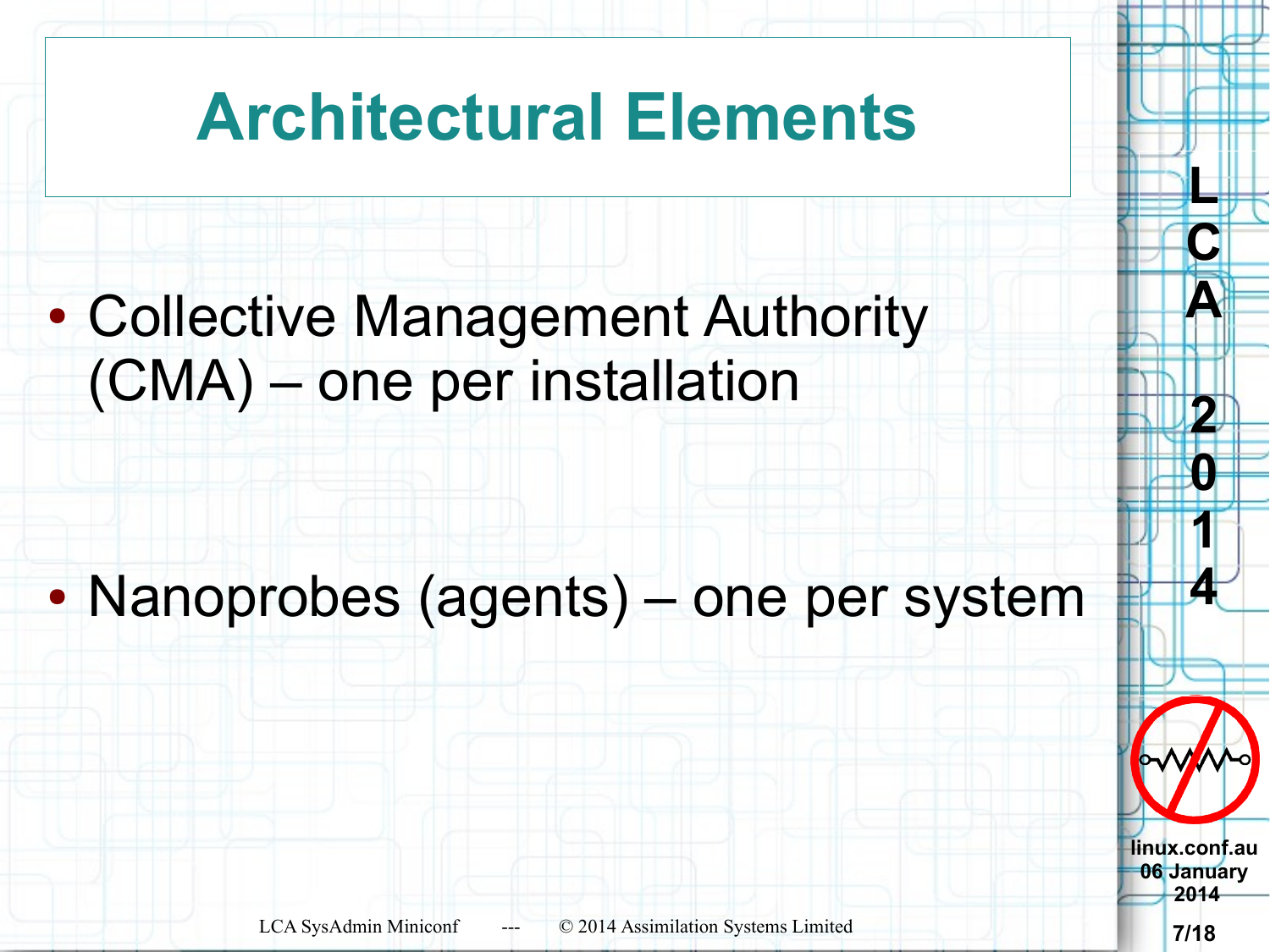# Architectural Elements

- Collective Management Authority (CMA) – one per installation
- Nanoprobes (agents) – one per system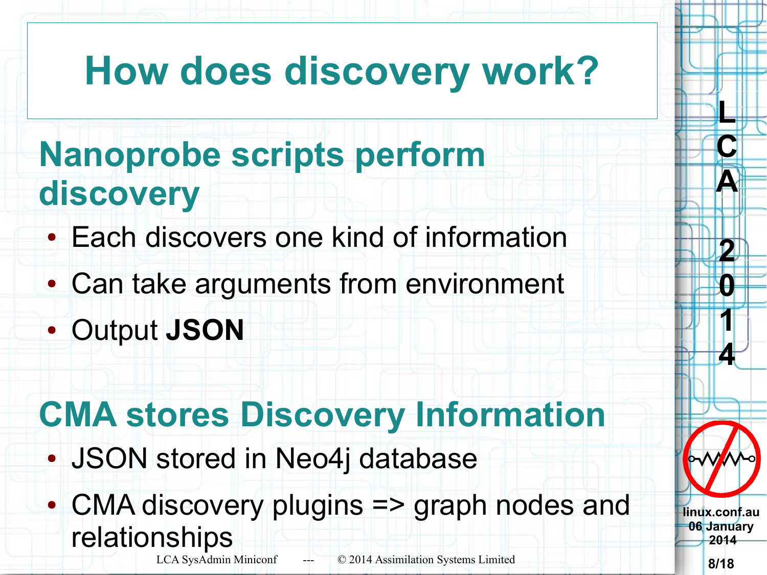# How does discovery work?

## Nanoprobe scripts perform discovery

- Each discovers one kind of information
- Can take arguments from environment
- Output **JSON**

## CMA stores Discovery Information

- JSON stored in Neo4j database
- CMA discovery plugins => graph nodes and relationships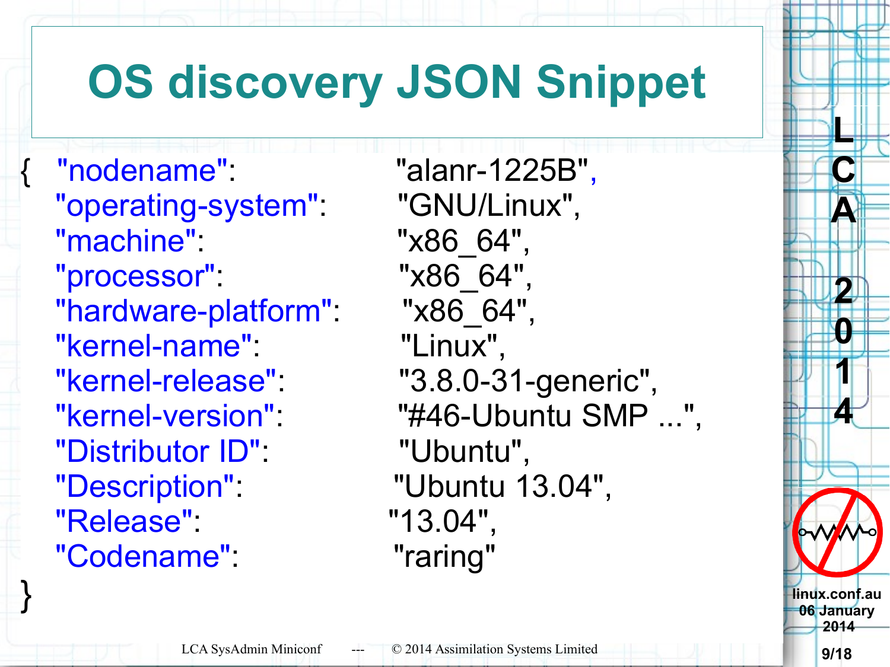# OS discovery JSON Snippet

```
{   "nodename":                 "alanr-1225B",
    "operating-system":         "GNU/Linux",
    "machine":                  "x86_64",
    "processor":                "x86_64",
    "hardware-platform":        "x86_64",
    "kernel-name":              "Linux",
    "kernel-release":           "3.8.0-31-generic",
    "kernel-version":           "#46-Ubuntu SMP ...",
    "Distributor ID":           "Ubuntu",
    "Description":              "Ubuntu 13.04",
    "Release":                  "13.04",
    "Codename":                 "raring"
}
```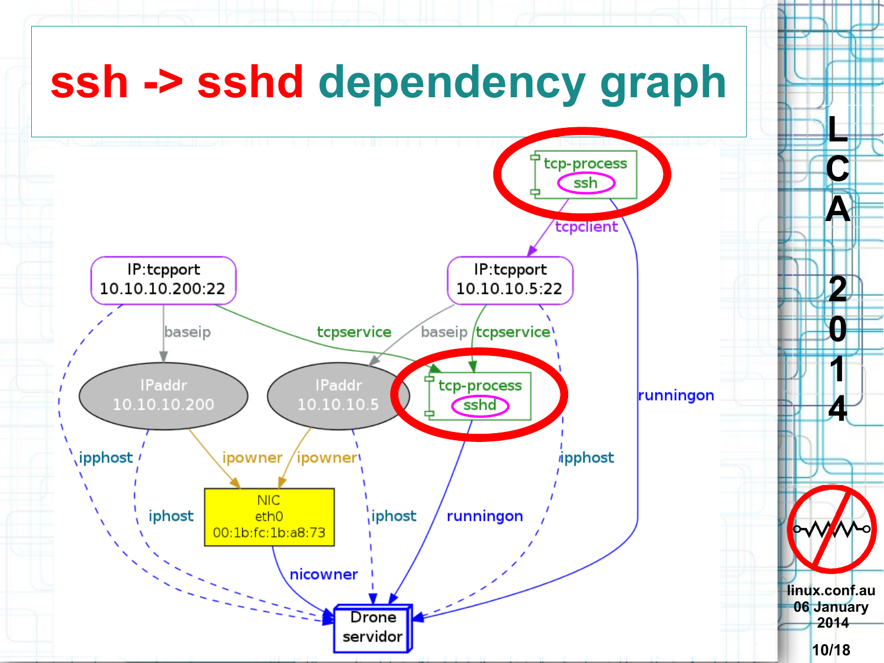# ssh -> sshd dependency graph

tcp-process ssh

tcpclient

runningon

IP:tcpport 10.10.10.200:22

IP:tcpport 10.10.10.5:22

baseip

tcpservice

baseip

tcpservice

IPaddr 10.10.10.200

IPaddr 10.10.10.5

tcp-process sshd

ipphost

ipowner

ipowner

ipphost

NIC eth0 00:1b:fc:1b:a8:73

iphost

iphost

runningon

nicowner

Drone servidor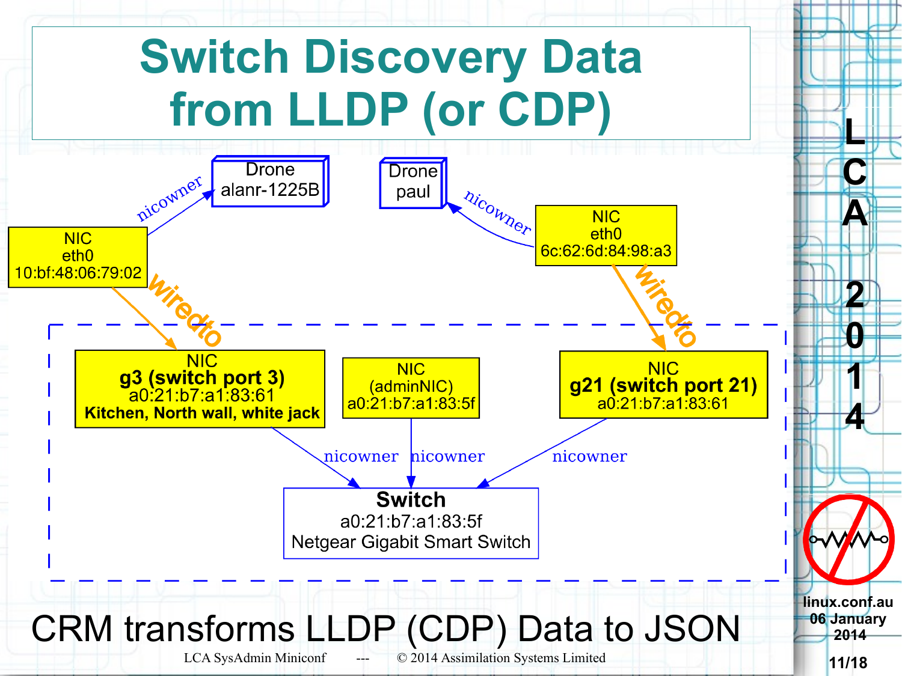# Switch Discovery Data from LLDP (or CDP)

Drone alanr-1225B

Drone paul

NIC eth0 10:bf:48:06:79:02 — nicowner → Drone alanr-1225B

NIC eth0 6c:62:6d:84:98:a3 — nicowner → Drone paul

NIC eth0 10:bf:48:06:79:02 — wiredto → NIC **g3 (switch port 3)** a0:21:b7:a1:83:61 **Kitchen, North wall, white jack**

NIC eth0 6c:62:6d:84:98:a3 — wiredto → NIC **g21 (switch port 21)** a0:21:b7:a1:83:61

NIC (adminNIC) a0:21:b7:a1:83:5f

NIC g3 — nicowner → Switch

NIC (adminNIC) — nicowner → Switch

NIC g21 — nicowner → Switch

**Switch**
a0:21:b7:a1:83:5f
Netgear Gigabit Smart Switch

CRM transforms LLDP (CDP) Data to JSON

LCA SysAdmin Miniconf --- © 2014 Assimilation Systems Limited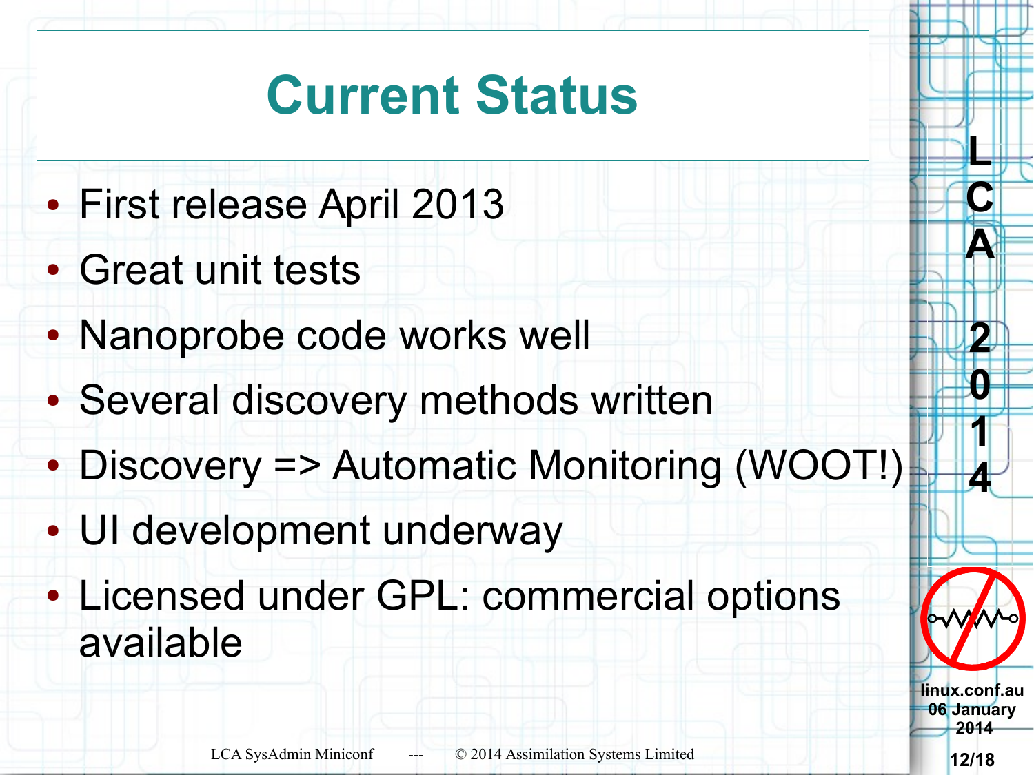# Current Status

- First release April 2013
- Great unit tests
- Nanoprobe code works well
- Several discovery methods written
- Discovery => Automatic Monitoring (WOOT!)
- UI development underway
- Licensed under GPL: commercial options available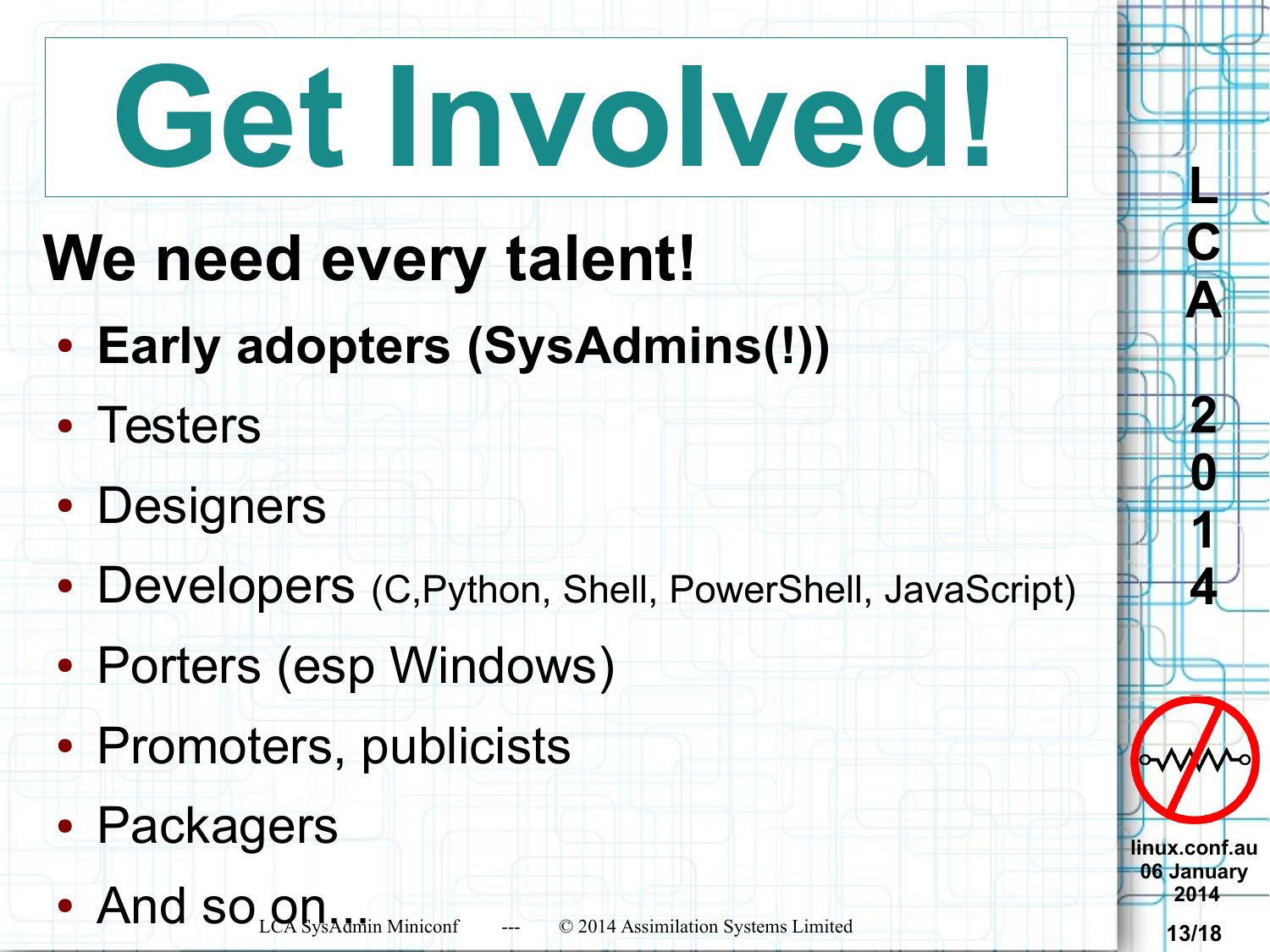# Get Involved!

## We need every talent!

- **Early adopters (SysAdmins(!))**
- Testers
- Designers
- Developers (C,Python, Shell, PowerShell, JavaScript)
- Porters (esp Windows)
- Promoters, publicists
- Packagers
- And so on...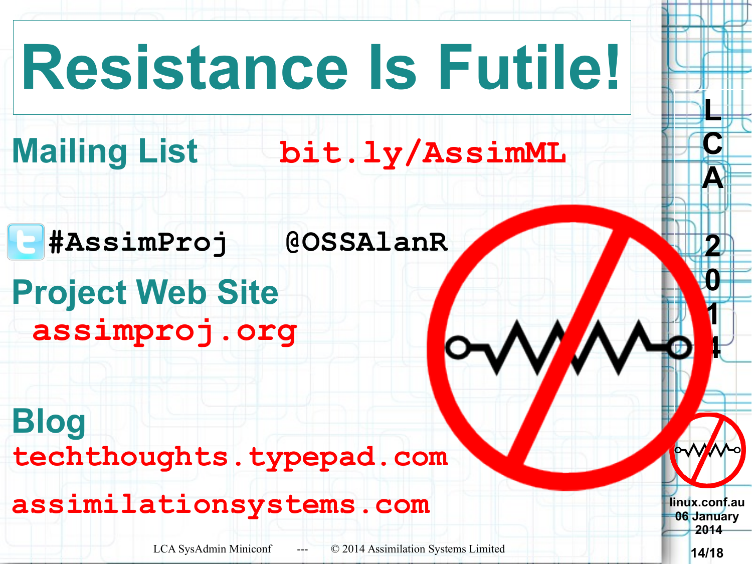# Resistance Is Futile!

**Mailing List** bit.ly/AssimML

#AssimProj @OSSAlanR

**Project Web Site**
assimproj.org

**Blog**
techthoughts.typepad.com

assimilationsystems.com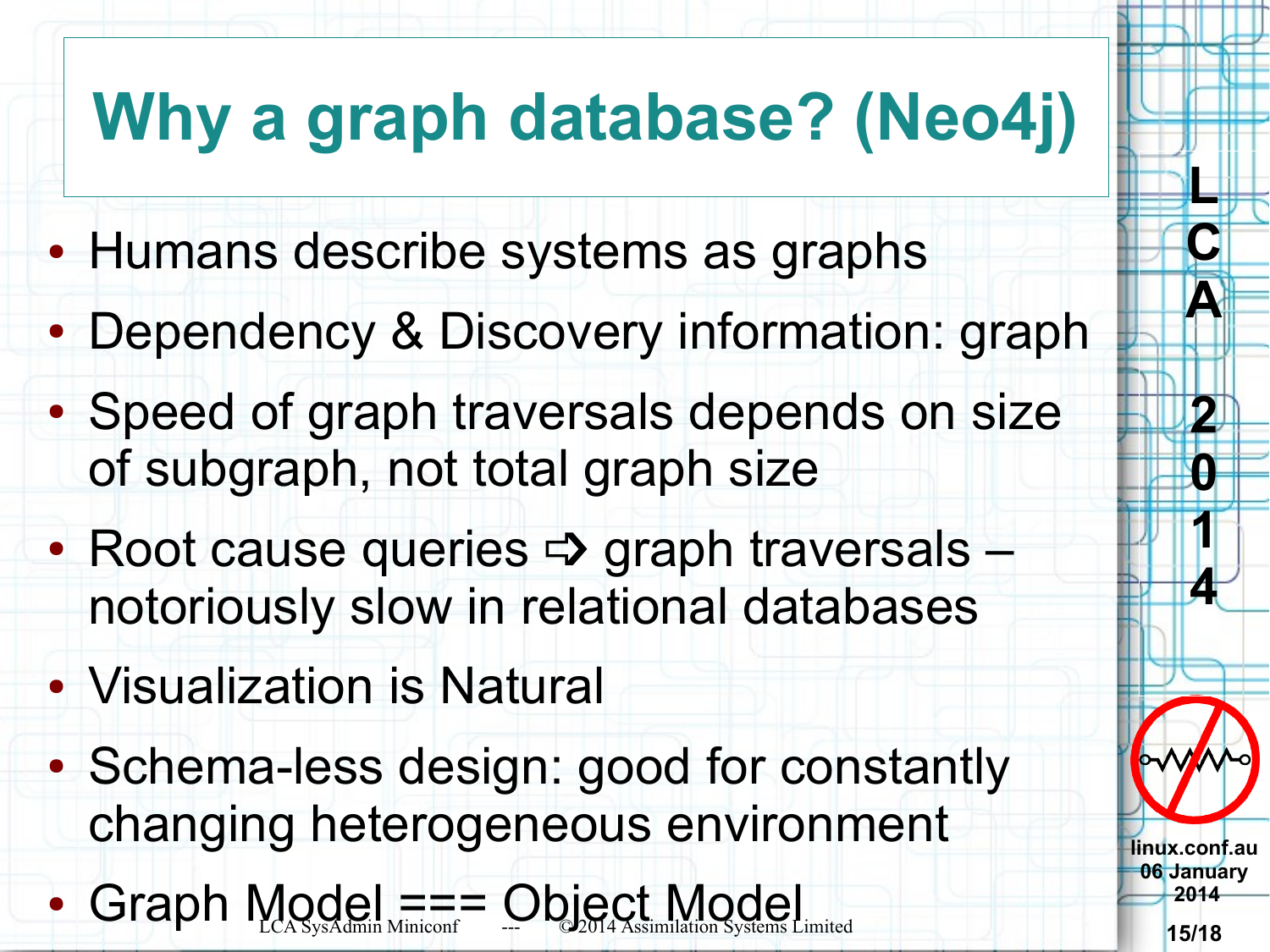# Why a graph database? (Neo4j)

- Humans describe systems as graphs
- Dependency & Discovery information: graph
- Speed of graph traversals depends on size of subgraph, not total graph size
- Root cause queries ⇨ graph traversals – notoriously slow in relational databases
- Visualization is Natural
- Schema-less design: good for constantly changing heterogeneous environment
- Graph Model === Object Model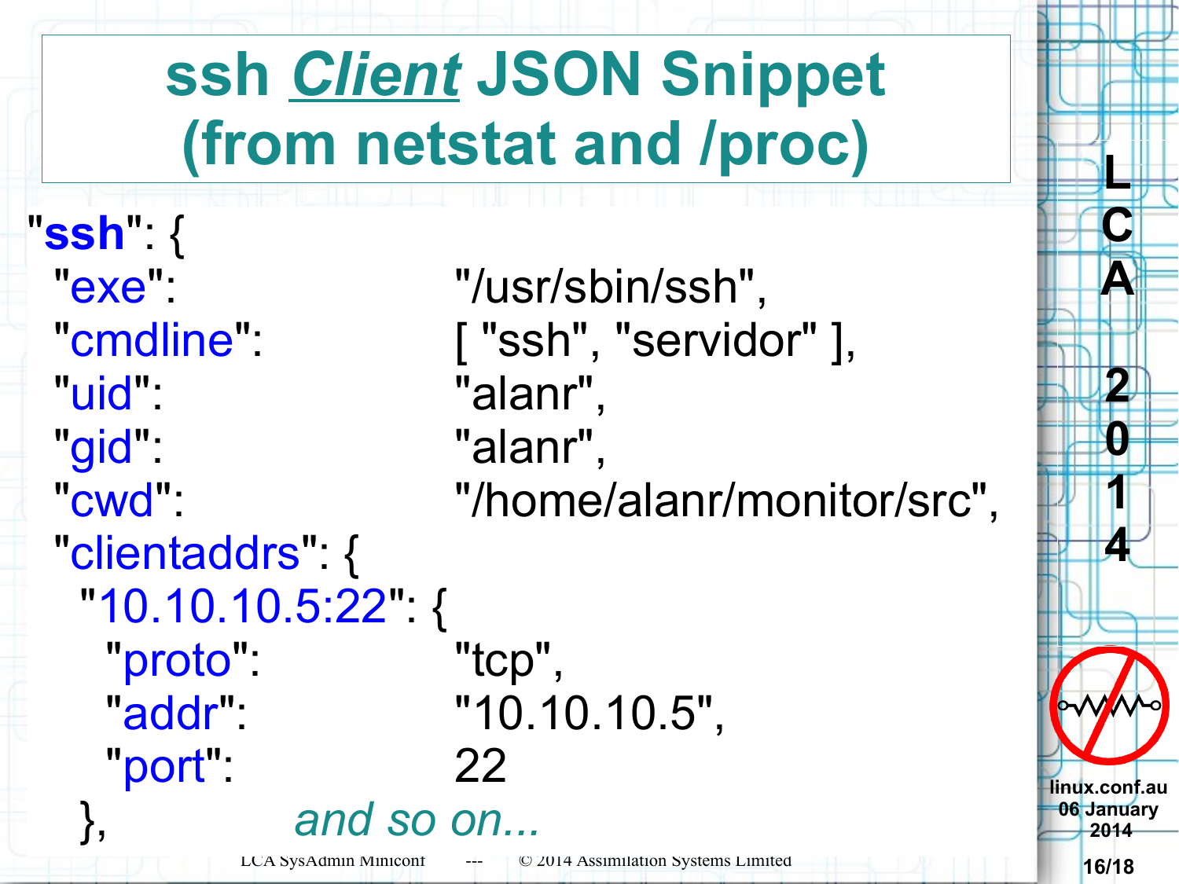# ssh *Client* JSON Snippet (from netstat and /proc)

```
"ssh": {
  "exe":              "/usr/sbin/ssh",
  "cmdline":          [ "ssh", "servidor" ],
  "uid":              "alanr",
  "gid":              "alanr",
  "cwd":              "/home/alanr/monitor/src",
  "clientaddrs": {
    "10.10.10.5:22": {
      "proto":        "tcp",
      "addr":         "10.10.10.5",
      "port":         22
    },          and so on...
```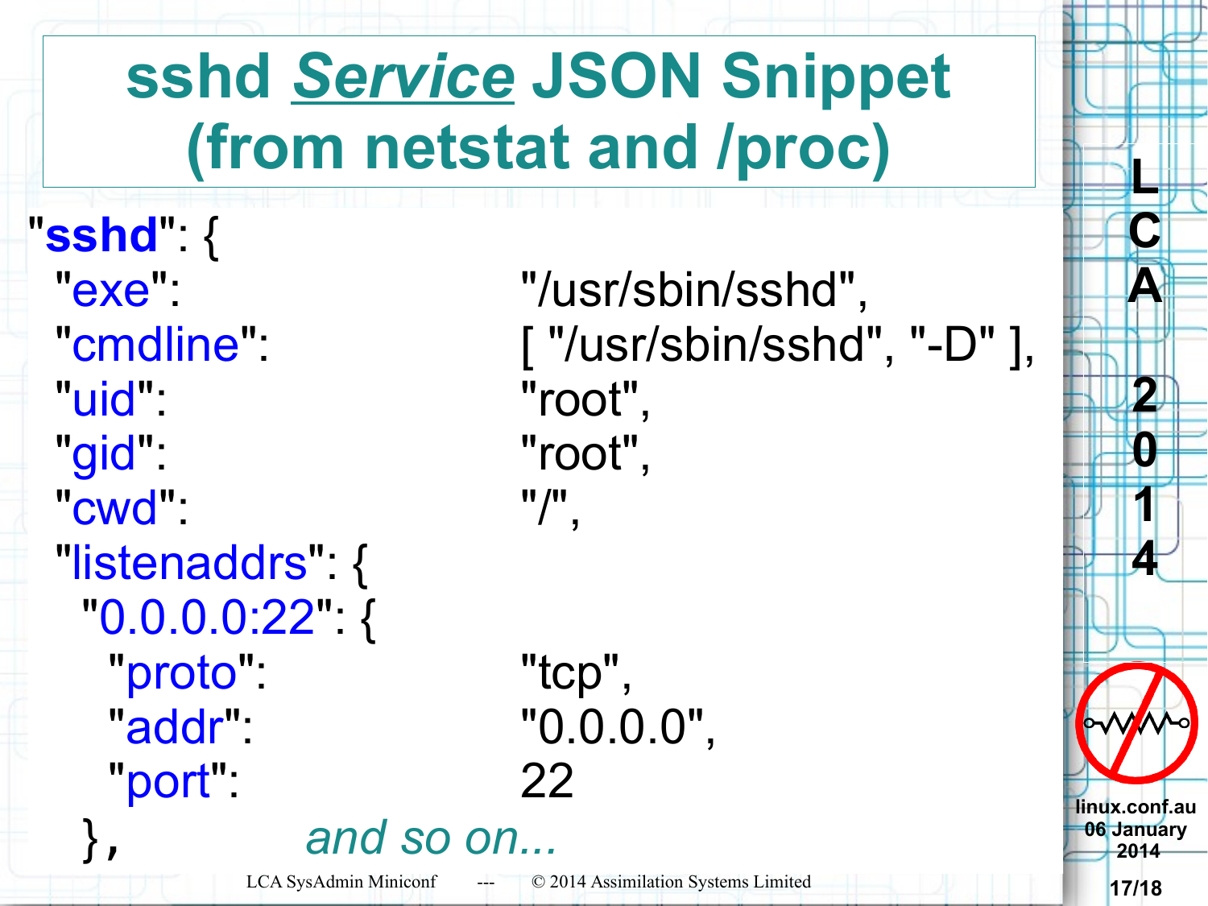# sshd *Service* JSON Snippet (from netstat and /proc)

```
"sshd": {
  "exe":                "/usr/sbin/sshd",
  "cmdline":            [ "/usr/sbin/sshd", "-D" ],
  "uid":                "root",
  "gid":                "root",
  "cwd":                "/",
  "listenaddrs": {
    "0.0.0.0:22": {
      "proto":          "tcp",
      "addr":           "0.0.0.0",
      "port":           22
    },
```

*and so on...*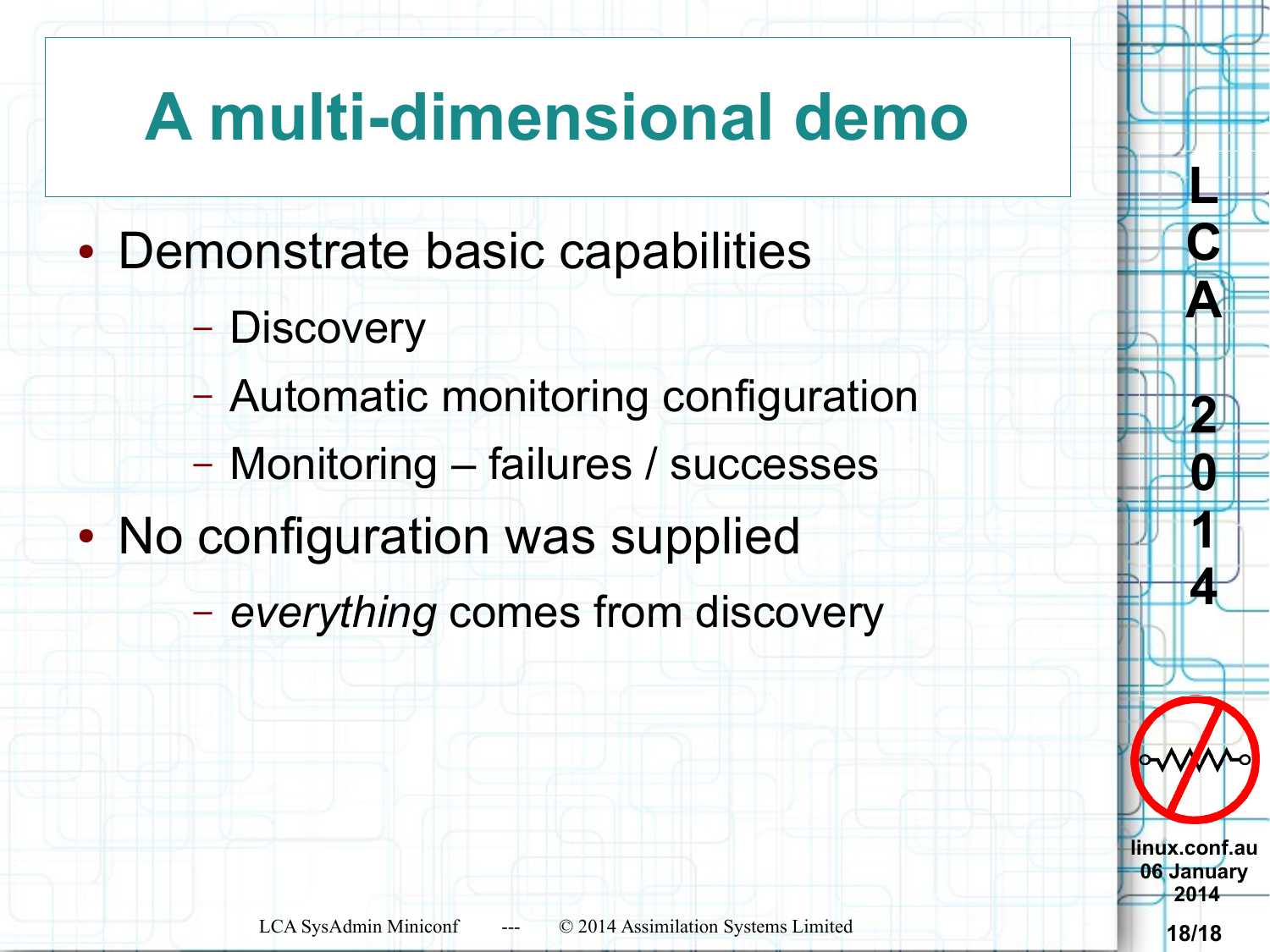# A multi-dimensional demo

- Demonstrate basic capabilities
  - Discovery
  - Automatic monitoring configuration
  - Monitoring – failures / successes
- No configuration was supplied
  - *everything* comes from discovery